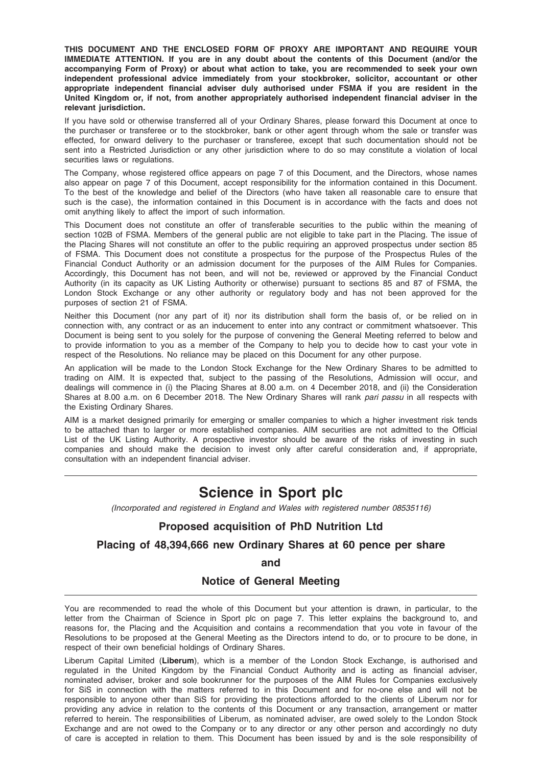**THIS DOCUMENT AND THE ENCLOSED FORM OF PROXY ARE IMPORTANT AND REQUIRE YOUR IMMEDIATE ATTENTION. If you are in any doubt about the contents of this Document (and/or the accompanying Form of Proxy) or about what action to take, you are recommended to seek your own independent professional advice immediately from your stockbroker, solicitor, accountant or other appropriate independent financial adviser duly authorised under FSMA if you are resident in the United Kingdom or, if not, from another appropriately authorised independent financial adviser in the relevant jurisdiction.**

If you have sold or otherwise transferred all of your Ordinary Shares, please forward this Document at once to the purchaser or transferee or to the stockbroker, bank or other agent through whom the sale or transfer was effected, for onward delivery to the purchaser or transferee, except that such documentation should not be sent into a Restricted Jurisdiction or any other jurisdiction where to do so may constitute a violation of local securities laws or regulations.

The Company, whose registered office appears on page 7 of this Document, and the Directors, whose names also appear on page 7 of this Document, accept responsibility for the information contained in this Document. To the best of the knowledge and belief of the Directors (who have taken all reasonable care to ensure that such is the case), the information contained in this Document is in accordance with the facts and does not omit anything likely to affect the import of such information.

This Document does not constitute an offer of transferable securities to the public within the meaning of section 102B of FSMA. Members of the general public are not eligible to take part in the Placing. The issue of the Placing Shares will not constitute an offer to the public requiring an approved prospectus under section 85 of FSMA. This Document does not constitute a prospectus for the purpose of the Prospectus Rules of the Financial Conduct Authority or an admission document for the purposes of the AIM Rules for Companies. Accordingly, this Document has not been, and will not be, reviewed or approved by the Financial Conduct Authority (in its capacity as UK Listing Authority or otherwise) pursuant to sections 85 and 87 of FSMA, the London Stock Exchange or any other authority or regulatory body and has not been approved for the purposes of section 21 of FSMA.

Neither this Document (nor any part of it) nor its distribution shall form the basis of, or be relied on in connection with, any contract or as an inducement to enter into any contract or commitment whatsoever. This Document is being sent to you solely for the purpose of convening the General Meeting referred to below and to provide information to you as a member of the Company to help you to decide how to cast your vote in respect of the Resolutions. No reliance may be placed on this Document for any other purpose.

An application will be made to the London Stock Exchange for the New Ordinary Shares to be admitted to trading on AIM. It is expected that, subject to the passing of the Resolutions, Admission will occur, and dealings will commence in (i) the Placing Shares at 8.00 a.m. on 4 December 2018, and (ii) the Consideration Shares at 8.00 a.m. on 6 December 2018. The New Ordinary Shares will rank *pari passu* in all respects with the Existing Ordinary Shares.

AIM is a market designed primarily for emerging or smaller companies to which a higher investment risk tends to be attached than to larger or more established companies. AIM securities are not admitted to the Official List of the UK Listing Authority. A prospective investor should be aware of the risks of investing in such companies and should make the decision to invest only after careful consideration and, if appropriate, consultation with an independent financial adviser.

# Science in Sport plc

*(Incorporated and registered in England and Wales with registered number 08535116)*

## Proposed acquisition of PhD Nutrition Ltd

## Placing of 48,394,666 new Ordinary Shares at 60 pence per share

## and

## Notice of General Meeting

You are recommended to read the whole of this Document but your attention is drawn, in particular, to the letter from the Chairman of Science in Sport plc on page 7. This letter explains the background to, and reasons for, the Placing and the Acquisition and contains a recommendation that you vote in favour of the Resolutions to be proposed at the General Meeting as the Directors intend to do, or to procure to be done, in respect of their own beneficial holdings of Ordinary Shares.

Liberum Capital Limited (**Liberum**), which is a member of the London Stock Exchange, is authorised and regulated in the United Kingdom by the Financial Conduct Authority and is acting as financial adviser, nominated adviser, broker and sole bookrunner for the purposes of the AIM Rules for Companies exclusively for SiS in connection with the matters referred to in this Document and for no-one else and will not be responsible to anyone other than SiS for providing the protections afforded to the clients of Liberum nor for providing any advice in relation to the contents of this Document or any transaction, arrangement or matter referred to herein. The responsibilities of Liberum, as nominated adviser, are owed solely to the London Stock Exchange and are not owed to the Company or to any director or any other person and accordingly no duty of care is accepted in relation to them. This Document has been issued by and is the sole responsibility of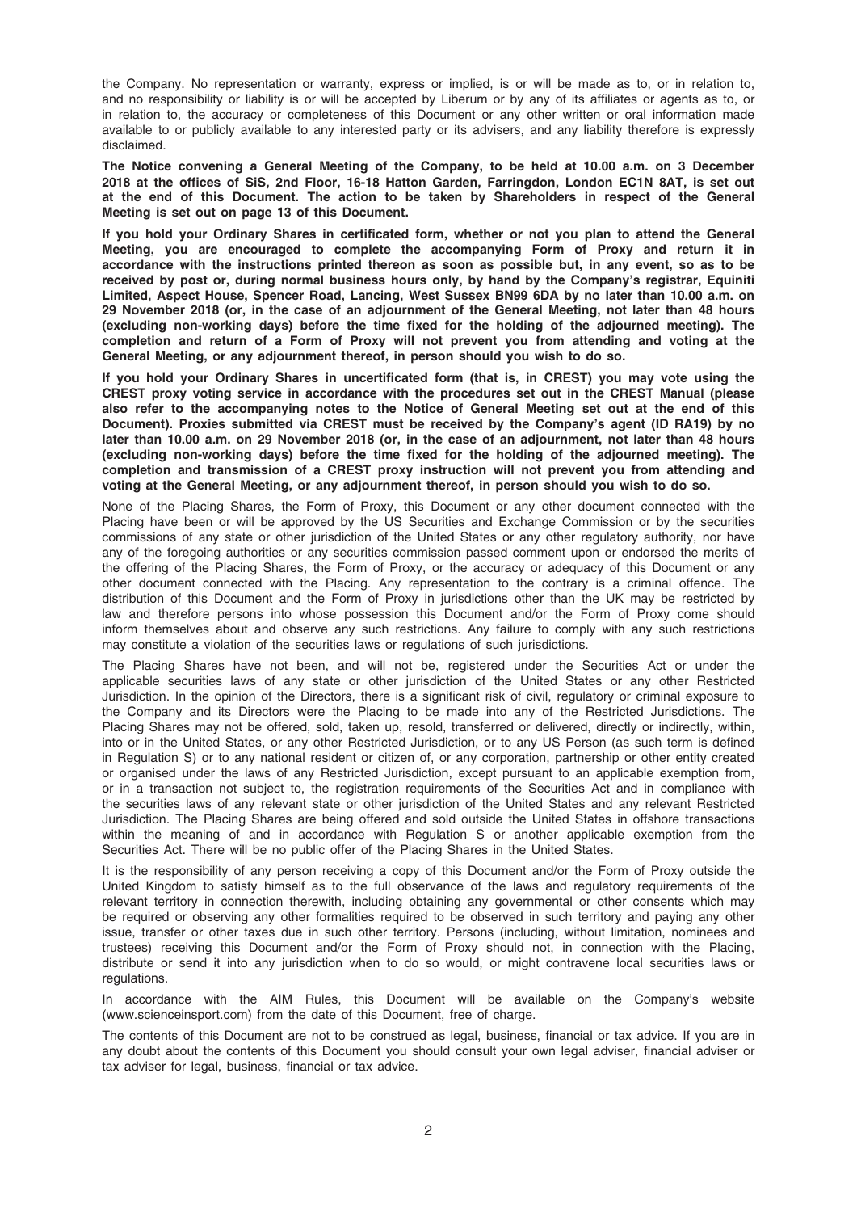the Company. No representation or warranty, express or implied, is or will be made as to, or in relation to, and no responsibility or liability is or will be accepted by Liberum or by any of its affiliates or agents as to, or in relation to, the accuracy or completeness of this Document or any other written or oral information made available to or publicly available to any interested party or its advisers, and any liability therefore is expressly disclaimed.

**The Notice convening a General Meeting of the Company, to be held at 10.00 a.m. on 3 December 2018 at the offices of SiS, 2nd Floor, 16-18 Hatton Garden, Farringdon, London EC1N 8AT, is set out at the end of this Document. The action to be taken by Shareholders in respect of the General Meeting is set out on page 13 of this Document.**

**If you hold your Ordinary Shares in certificated form, whether or not you plan to attend the General Meeting, you are encouraged to complete the accompanying Form of Proxy and return it in accordance with the instructions printed thereon as soon as possible but, in any event, so as to be received by post or, during normal business hours only, by hand by the Company's registrar, Equiniti Limited, Aspect House, Spencer Road, Lancing, West Sussex BN99 6DA by no later than 10.00 a.m. on 29 November 2018 (or, in the case of an adjournment of the General Meeting, not later than 48 hours (excluding non-working days) before the time fixed for the holding of the adjourned meeting). The completion and return of a Form of Proxy will not prevent you from attending and voting at the General Meeting, or any adjournment thereof, in person should you wish to do so.**

**If you hold your Ordinary Shares in uncertificated form (that is, in CREST) you may vote using the CREST proxy voting service in accordance with the procedures set out in the CREST Manual (please also refer to the accompanying notes to the Notice of General Meeting set out at the end of this Document). Proxies submitted via CREST must be received by the Company's agent (ID RA19) by no later than 10.00 a.m. on 29 November 2018 (or, in the case of an adjournment, not later than 48 hours (excluding non-working days) before the time fixed for the holding of the adjourned meeting). The completion and transmission of a CREST proxy instruction will not prevent you from attending and voting at the General Meeting, or any adjournment thereof, in person should you wish to do so.**

None of the Placing Shares, the Form of Proxy, this Document or any other document connected with the Placing have been or will be approved by the US Securities and Exchange Commission or by the securities commissions of any state or other jurisdiction of the United States or any other regulatory authority, nor have any of the foregoing authorities or any securities commission passed comment upon or endorsed the merits of the offering of the Placing Shares, the Form of Proxy, or the accuracy or adequacy of this Document or any other document connected with the Placing. Any representation to the contrary is a criminal offence. The distribution of this Document and the Form of Proxy in jurisdictions other than the UK may be restricted by law and therefore persons into whose possession this Document and/or the Form of Proxy come should inform themselves about and observe any such restrictions. Any failure to comply with any such restrictions may constitute a violation of the securities laws or regulations of such jurisdictions.

The Placing Shares have not been, and will not be, registered under the Securities Act or under the applicable securities laws of any state or other jurisdiction of the United States or any other Restricted Jurisdiction. In the opinion of the Directors, there is a significant risk of civil, regulatory or criminal exposure to the Company and its Directors were the Placing to be made into any of the Restricted Jurisdictions. The Placing Shares may not be offered, sold, taken up, resold, transferred or delivered, directly or indirectly, within, into or in the United States, or any other Restricted Jurisdiction, or to any US Person (as such term is defined in Regulation S) or to any national resident or citizen of, or any corporation, partnership or other entity created or organised under the laws of any Restricted Jurisdiction, except pursuant to an applicable exemption from, or in a transaction not subject to, the registration requirements of the Securities Act and in compliance with the securities laws of any relevant state or other jurisdiction of the United States and any relevant Restricted Jurisdiction. The Placing Shares are being offered and sold outside the United States in offshore transactions within the meaning of and in accordance with Regulation S or another applicable exemption from the Securities Act. There will be no public offer of the Placing Shares in the United States.

It is the responsibility of any person receiving a copy of this Document and/or the Form of Proxy outside the United Kingdom to satisfy himself as to the full observance of the laws and regulatory requirements of the relevant territory in connection therewith, including obtaining any governmental or other consents which may be required or observing any other formalities required to be observed in such territory and paying any other issue, transfer or other taxes due in such other territory. Persons (including, without limitation, nominees and trustees) receiving this Document and/or the Form of Proxy should not, in connection with the Placing, distribute or send it into any jurisdiction when to do so would, or might contravene local securities laws or regulations.

In accordance with the AIM Rules, this Document will be available on the Company's website (www.scienceinsport.com) from the date of this Document, free of charge.

The contents of this Document are not to be construed as legal, business, financial or tax advice. If you are in any doubt about the contents of this Document you should consult your own legal adviser, financial adviser or tax adviser for legal, business, financial or tax advice.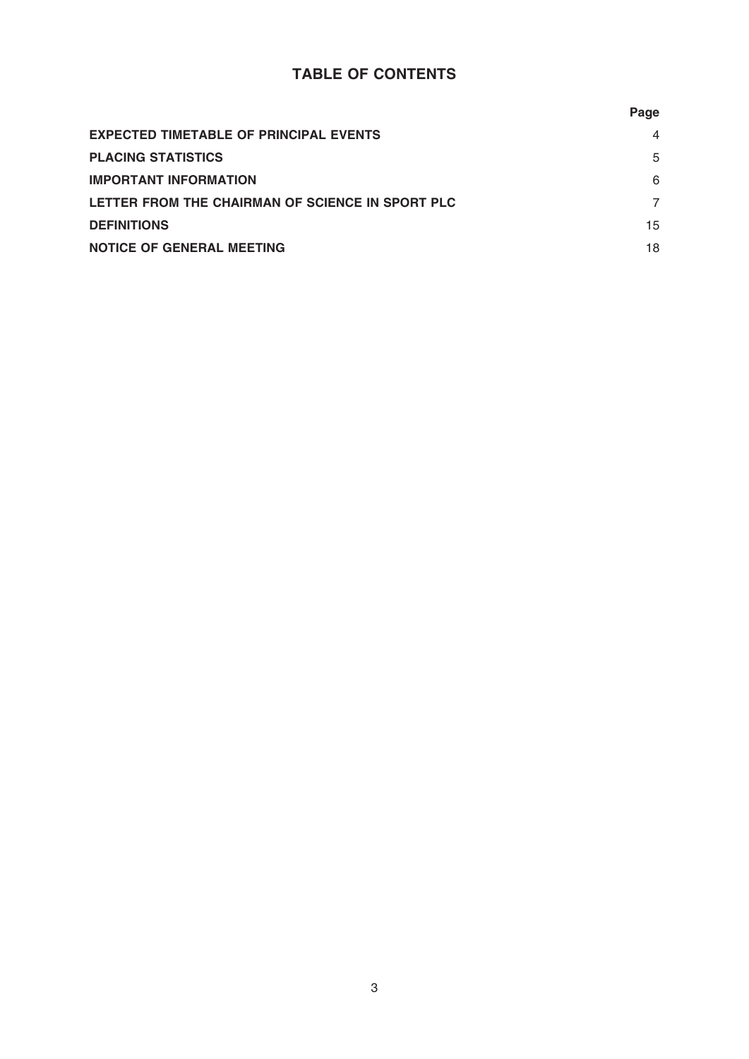# TABLE OF CONTENTS

| | Page |
|---|---|
| **EXPECTED TIMETABLE OF PRINCIPAL EVENTS** | 4 |
| **PLACING STATISTICS** | 5 |
| **IMPORTANT INFORMATION** | 6 |
| **LETTER FROM THE CHAIRMAN OF SCIENCE IN SPORT PLC** | 7 |
| **DEFINITIONS** | 15 |
| **NOTICE OF GENERAL MEETING** | 18 |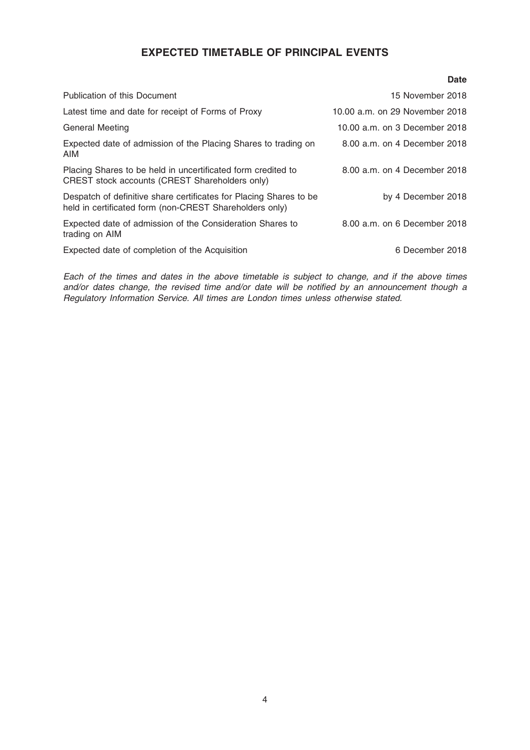# EXPECTED TIMETABLE OF PRINCIPAL EVENTS

| | Date |
|---|---|
| Publication of this Document | 15 November 2018 |
| Latest time and date for receipt of Forms of Proxy | 10.00 a.m. on 29 November 2018 |
| General Meeting | 10.00 a.m. on 3 December 2018 |
| Expected date of admission of the Placing Shares to trading on AIM | 8.00 a.m. on 4 December 2018 |
| Placing Shares to be held in uncertificated form credited to CREST stock accounts (CREST Shareholders only) | 8.00 a.m. on 4 December 2018 |
| Despatch of definitive share certificates for Placing Shares to be held in certificated form (non-CREST Shareholders only) | by 4 December 2018 |
| Expected date of admission of the Consideration Shares to trading on AIM | 8.00 a.m. on 6 December 2018 |
| Expected date of completion of the Acquisition | 6 December 2018 |

*Each of the times and dates in the above timetable is subject to change, and if the above times and/or dates change, the revised time and/or date will be notified by an announcement though a Regulatory Information Service. All times are London times unless otherwise stated.*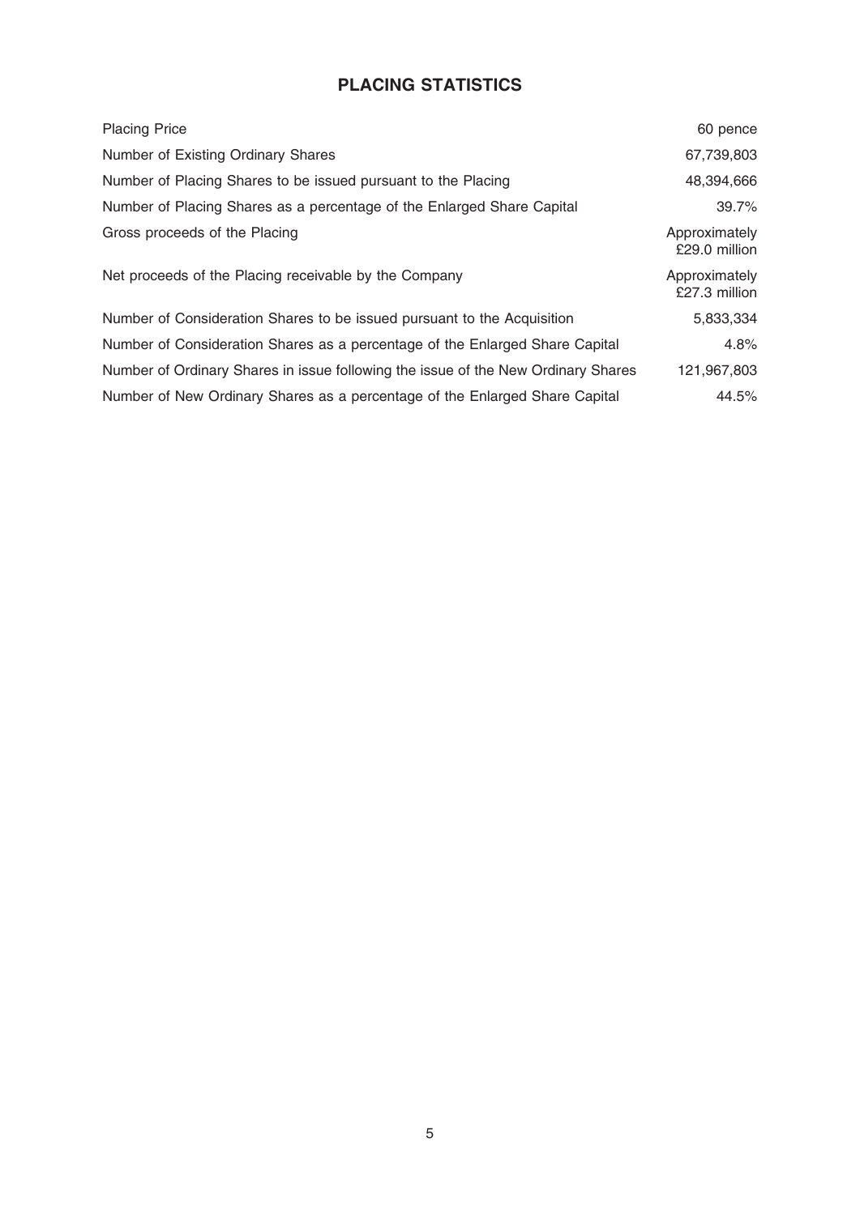# PLACING STATISTICS

| | |
|---|---|
| Placing Price | 60 pence |
| Number of Existing Ordinary Shares | 67,739,803 |
| Number of Placing Shares to be issued pursuant to the Placing | 48,394,666 |
| Number of Placing Shares as a percentage of the Enlarged Share Capital | 39.7% |
| Gross proceeds of the Placing | Approximately £29.0 million |
| Net proceeds of the Placing receivable by the Company | Approximately £27.3 million |
| Number of Consideration Shares to be issued pursuant to the Acquisition | 5,833,334 |
| Number of Consideration Shares as a percentage of the Enlarged Share Capital | 4.8% |
| Number of Ordinary Shares in issue following the issue of the New Ordinary Shares | 121,967,803 |
| Number of New Ordinary Shares as a percentage of the Enlarged Share Capital | 44.5% |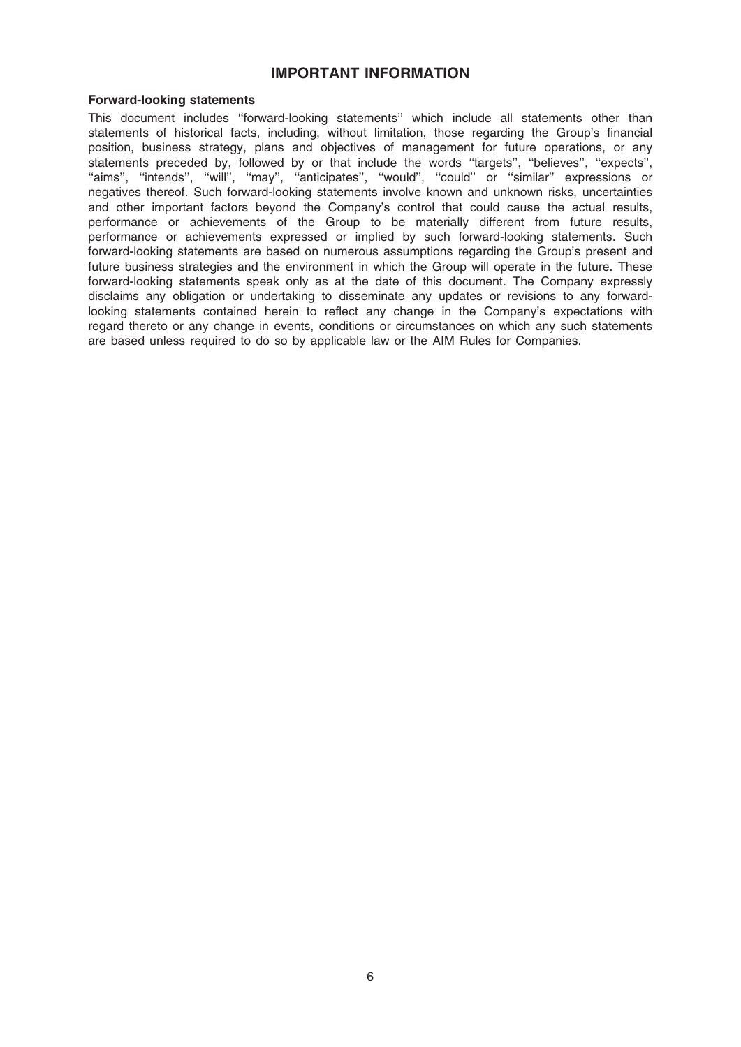# IMPORTANT INFORMATION

### Forward-looking statements

This document includes "forward-looking statements" which include all statements other than statements of historical facts, including, without limitation, those regarding the Group's financial position, business strategy, plans and objectives of management for future operations, or any statements preceded by, followed by or that include the words "targets", "believes", "expects", "aims", "intends", "will", "may", "anticipates", "would", "could" or "similar" expressions or negatives thereof. Such forward-looking statements involve known and unknown risks, uncertainties and other important factors beyond the Company's control that could cause the actual results, performance or achievements of the Group to be materially different from future results, performance or achievements expressed or implied by such forward-looking statements. Such forward-looking statements are based on numerous assumptions regarding the Group's present and future business strategies and the environment in which the Group will operate in the future. These forward-looking statements speak only as at the date of this document. The Company expressly disclaims any obligation or undertaking to disseminate any updates or revisions to any forward-looking statements contained herein to reflect any change in the Company's expectations with regard thereto or any change in events, conditions or circumstances on which any such statements are based unless required to do so by applicable law or the AIM Rules for Companies.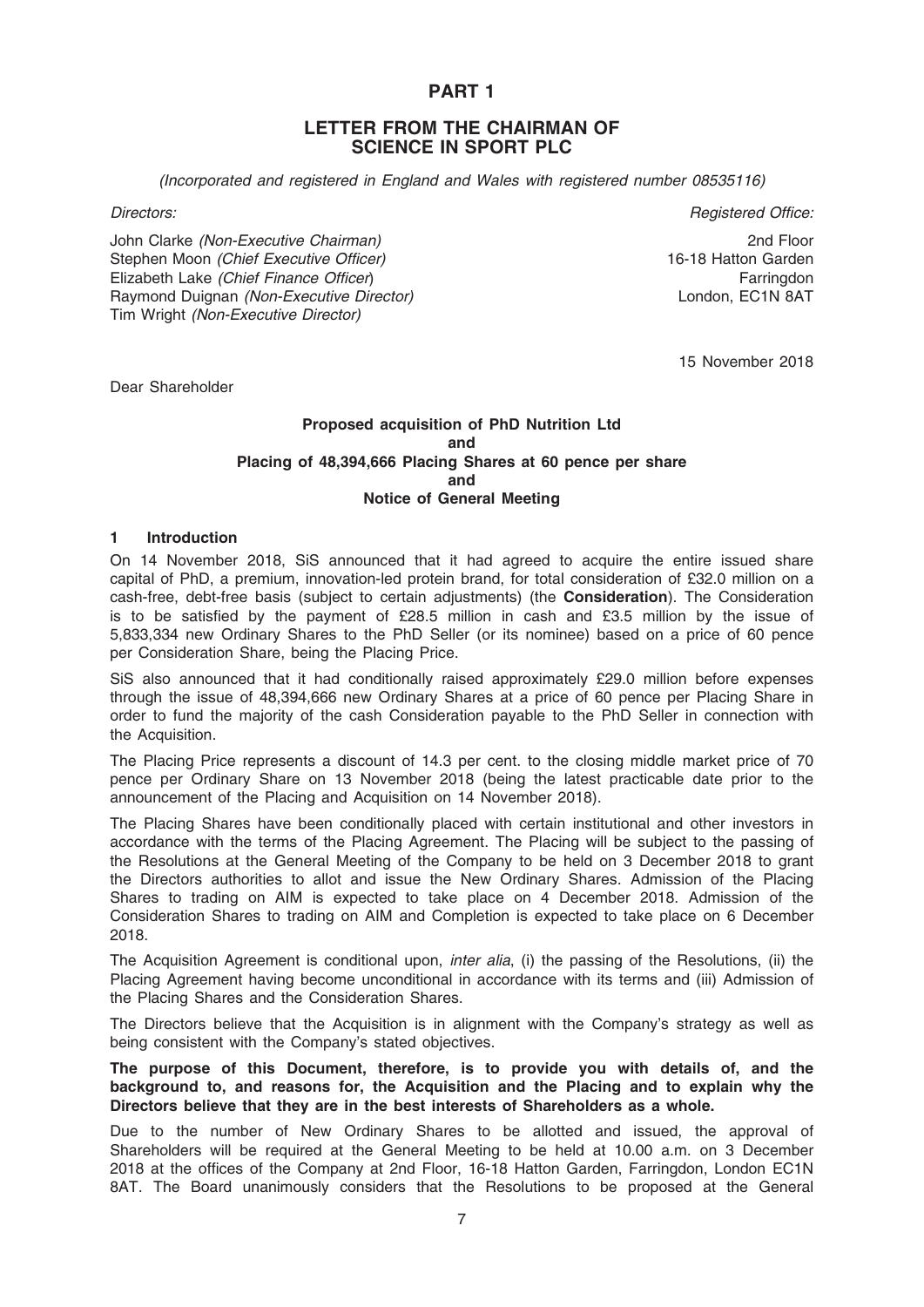# PART 1

## LETTER FROM THE CHAIRMAN OF SCIENCE IN SPORT PLC

*(Incorporated and registered in England and Wales with registered number 08535116)*

*Directors:*

John Clarke *(Non-Executive Chairman)*
Stephen Moon *(Chief Executive Officer)*
Elizabeth Lake *(Chief Finance Officer)*
Raymond Duignan *(Non-Executive Director)*
Tim Wright *(Non-Executive Director)*

*Registered Office:*

2nd Floor
16-18 Hatton Garden
Farringdon
London, EC1N 8AT

15 November 2018

Dear Shareholder

**Proposed acquisition of PhD Nutrition Ltd**
**and**
**Placing of 48,394,666 Placing Shares at 60 pence per share**
**and**
**Notice of General Meeting**

### 1 Introduction

On 14 November 2018, SiS announced that it had agreed to acquire the entire issued share capital of PhD, a premium, innovation-led protein brand, for total consideration of £32.0 million on a cash-free, debt-free basis (subject to certain adjustments) (the **Consideration**). The Consideration is to be satisfied by the payment of £28.5 million in cash and £3.5 million by the issue of 5,833,334 new Ordinary Shares to the PhD Seller (or its nominee) based on a price of 60 pence per Consideration Share, being the Placing Price.

SiS also announced that it had conditionally raised approximately £29.0 million before expenses through the issue of 48,394,666 new Ordinary Shares at a price of 60 pence per Placing Share in order to fund the majority of the cash Consideration payable to the PhD Seller in connection with the Acquisition.

The Placing Price represents a discount of 14.3 per cent. to the closing middle market price of 70 pence per Ordinary Share on 13 November 2018 (being the latest practicable date prior to the announcement of the Placing and Acquisition on 14 November 2018).

The Placing Shares have been conditionally placed with certain institutional and other investors in accordance with the terms of the Placing Agreement. The Placing will be subject to the passing of the Resolutions at the General Meeting of the Company to be held on 3 December 2018 to grant the Directors authorities to allot and issue the New Ordinary Shares. Admission of the Placing Shares to trading on AIM is expected to take place on 4 December 2018. Admission of the Consideration Shares to trading on AIM and Completion is expected to take place on 6 December 2018.

The Acquisition Agreement is conditional upon, *inter alia*, (i) the passing of the Resolutions, (ii) the Placing Agreement having become unconditional in accordance with its terms and (iii) Admission of the Placing Shares and the Consideration Shares.

The Directors believe that the Acquisition is in alignment with the Company's strategy as well as being consistent with the Company's stated objectives.

**The purpose of this Document, therefore, is to provide you with details of, and the background to, and reasons for, the Acquisition and the Placing and to explain why the Directors believe that they are in the best interests of Shareholders as a whole.**

Due to the number of New Ordinary Shares to be allotted and issued, the approval of Shareholders will be required at the General Meeting to be held at 10.00 a.m. on 3 December 2018 at the offices of the Company at 2nd Floor, 16-18 Hatton Garden, Farringdon, London EC1N 8AT. The Board unanimously considers that the Resolutions to be proposed at the General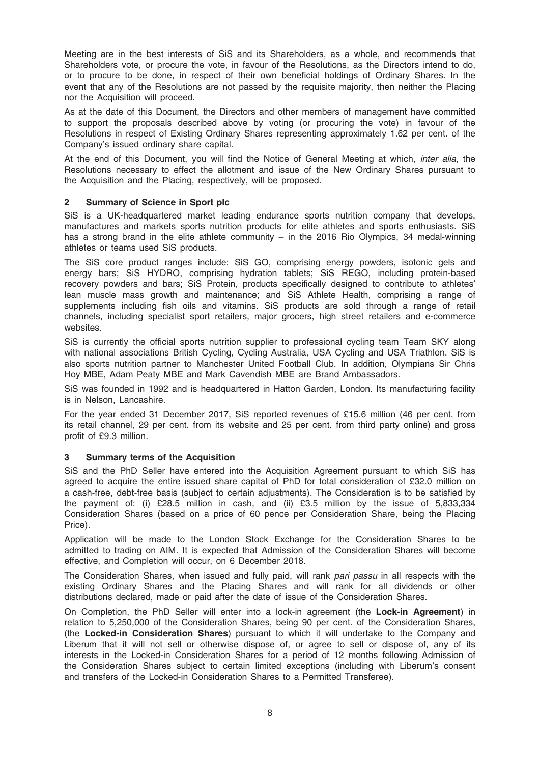Meeting are in the best interests of SiS and its Shareholders, as a whole, and recommends that Shareholders vote, or procure the vote, in favour of the Resolutions, as the Directors intend to do, or to procure to be done, in respect of their own beneficial holdings of Ordinary Shares. In the event that any of the Resolutions are not passed by the requisite majority, then neither the Placing nor the Acquisition will proceed.

As at the date of this Document, the Directors and other members of management have committed to support the proposals described above by voting (or procuring the vote) in favour of the Resolutions in respect of Existing Ordinary Shares representing approximately 1.62 per cent. of the Company's issued ordinary share capital.

At the end of this Document, you will find the Notice of General Meeting at which, *inter alia*, the Resolutions necessary to effect the allotment and issue of the New Ordinary Shares pursuant to the Acquisition and the Placing, respectively, will be proposed.

## 2 Summary of Science in Sport plc

SiS is a UK-headquartered market leading endurance sports nutrition company that develops, manufactures and markets sports nutrition products for elite athletes and sports enthusiasts. SiS has a strong brand in the elite athlete community – in the 2016 Rio Olympics, 34 medal-winning athletes or teams used SiS products.

The SiS core product ranges include: SiS GO, comprising energy powders, isotonic gels and energy bars; SiS HYDRO, comprising hydration tablets; SiS REGO, including protein-based recovery powders and bars; SiS Protein, products specifically designed to contribute to athletes' lean muscle mass growth and maintenance; and SiS Athlete Health, comprising a range of supplements including fish oils and vitamins. SiS products are sold through a range of retail channels, including specialist sport retailers, major grocers, high street retailers and e-commerce websites.

SiS is currently the official sports nutrition supplier to professional cycling team Team SKY along with national associations British Cycling, Cycling Australia, USA Cycling and USA Triathlon. SiS is also sports nutrition partner to Manchester United Football Club. In addition, Olympians Sir Chris Hoy MBE, Adam Peaty MBE and Mark Cavendish MBE are Brand Ambassadors.

SiS was founded in 1992 and is headquartered in Hatton Garden, London. Its manufacturing facility is in Nelson, Lancashire.

For the year ended 31 December 2017, SiS reported revenues of £15.6 million (46 per cent. from its retail channel, 29 per cent. from its website and 25 per cent. from third party online) and gross profit of £9.3 million.

## 3 Summary terms of the Acquisition

SiS and the PhD Seller have entered into the Acquisition Agreement pursuant to which SiS has agreed to acquire the entire issued share capital of PhD for total consideration of £32.0 million on a cash-free, debt-free basis (subject to certain adjustments). The Consideration is to be satisfied by the payment of: (i) £28.5 million in cash, and (ii) £3.5 million by the issue of 5,833,334 Consideration Shares (based on a price of 60 pence per Consideration Share, being the Placing Price).

Application will be made to the London Stock Exchange for the Consideration Shares to be admitted to trading on AIM. It is expected that Admission of the Consideration Shares will become effective, and Completion will occur, on 6 December 2018.

The Consideration Shares, when issued and fully paid, will rank *pari passu* in all respects with the existing Ordinary Shares and the Placing Shares and will rank for all dividends or other distributions declared, made or paid after the date of issue of the Consideration Shares.

On Completion, the PhD Seller will enter into a lock-in agreement (the **Lock-in Agreement**) in relation to 5,250,000 of the Consideration Shares, being 90 per cent. of the Consideration Shares, (the **Locked-in Consideration Shares**) pursuant to which it will undertake to the Company and Liberum that it will not sell or otherwise dispose of, or agree to sell or dispose of, any of its interests in the Locked-in Consideration Shares for a period of 12 months following Admission of the Consideration Shares subject to certain limited exceptions (including with Liberum's consent and transfers of the Locked-in Consideration Shares to a Permitted Transferee).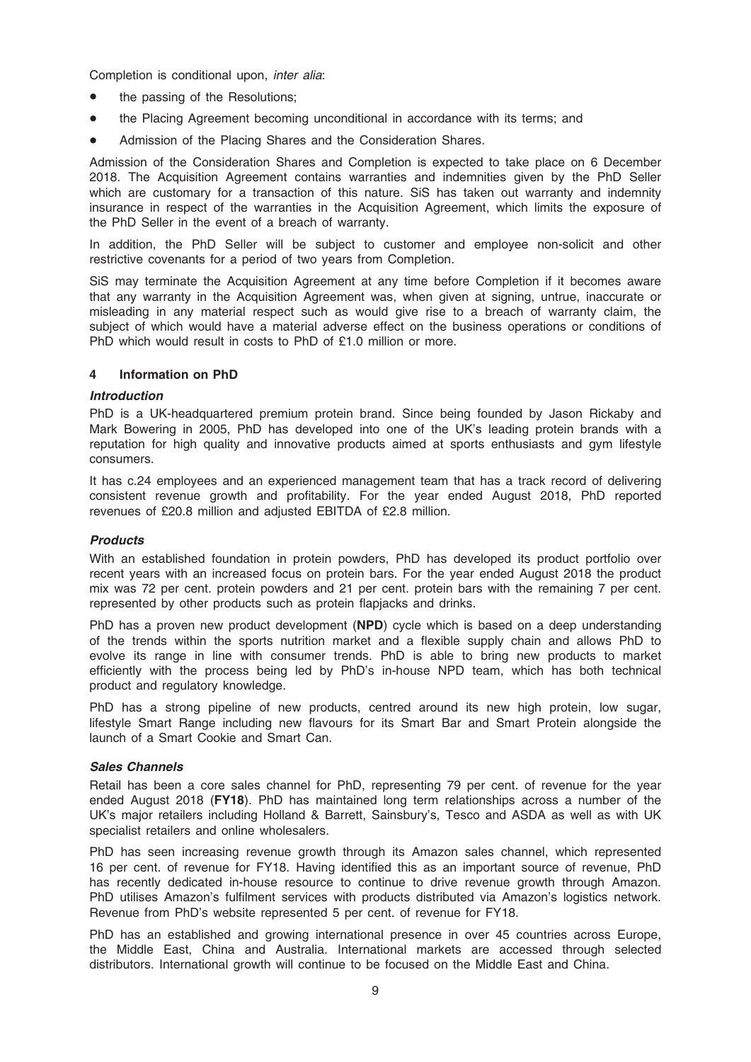Completion is conditional upon, *inter alia*:

- the passing of the Resolutions;
- the Placing Agreement becoming unconditional in accordance with its terms; and
- Admission of the Placing Shares and the Consideration Shares.

Admission of the Consideration Shares and Completion is expected to take place on 6 December 2018. The Acquisition Agreement contains warranties and indemnities given by the PhD Seller which are customary for a transaction of this nature. SiS has taken out warranty and indemnity insurance in respect of the warranties in the Acquisition Agreement, which limits the exposure of the PhD Seller in the event of a breach of warranty.

In addition, the PhD Seller will be subject to customer and employee non-solicit and other restrictive covenants for a period of two years from Completion.

SiS may terminate the Acquisition Agreement at any time before Completion if it becomes aware that any warranty in the Acquisition Agreement was, when given at signing, untrue, inaccurate or misleading in any material respect such as would give rise to a breach of warranty claim, the subject of which would have a material adverse effect on the business operations or conditions of PhD which would result in costs to PhD of £1.0 million or more.

## 4 Information on PhD

### *Introduction*

PhD is a UK-headquartered premium protein brand. Since being founded by Jason Rickaby and Mark Bowering in 2005, PhD has developed into one of the UK's leading protein brands with a reputation for high quality and innovative products aimed at sports enthusiasts and gym lifestyle consumers.

It has c.24 employees and an experienced management team that has a track record of delivering consistent revenue growth and profitability. For the year ended August 2018, PhD reported revenues of £20.8 million and adjusted EBITDA of £2.8 million.

### *Products*

With an established foundation in protein powders, PhD has developed its product portfolio over recent years with an increased focus on protein bars. For the year ended August 2018 the product mix was 72 per cent. protein powders and 21 per cent. protein bars with the remaining 7 per cent. represented by other products such as protein flapjacks and drinks.

PhD has a proven new product development (**NPD**) cycle which is based on a deep understanding of the trends within the sports nutrition market and a flexible supply chain and allows PhD to evolve its range in line with consumer trends. PhD is able to bring new products to market efficiently with the process being led by PhD's in-house NPD team, which has both technical product and regulatory knowledge.

PhD has a strong pipeline of new products, centred around its new high protein, low sugar, lifestyle Smart Range including new flavours for its Smart Bar and Smart Protein alongside the launch of a Smart Cookie and Smart Can.

### *Sales Channels*

Retail has been a core sales channel for PhD, representing 79 per cent. of revenue for the year ended August 2018 (**FY18**). PhD has maintained long term relationships across a number of the UK's major retailers including Holland & Barrett, Sainsbury's, Tesco and ASDA as well as with UK specialist retailers and online wholesalers.

PhD has seen increasing revenue growth through its Amazon sales channel, which represented 16 per cent. of revenue for FY18. Having identified this as an important source of revenue, PhD has recently dedicated in-house resource to continue to drive revenue growth through Amazon. PhD utilises Amazon's fulfilment services with products distributed via Amazon's logistics network. Revenue from PhD's website represented 5 per cent. of revenue for FY18.

PhD has an established and growing international presence in over 45 countries across Europe, the Middle East, China and Australia. International markets are accessed through selected distributors. International growth will continue to be focused on the Middle East and China.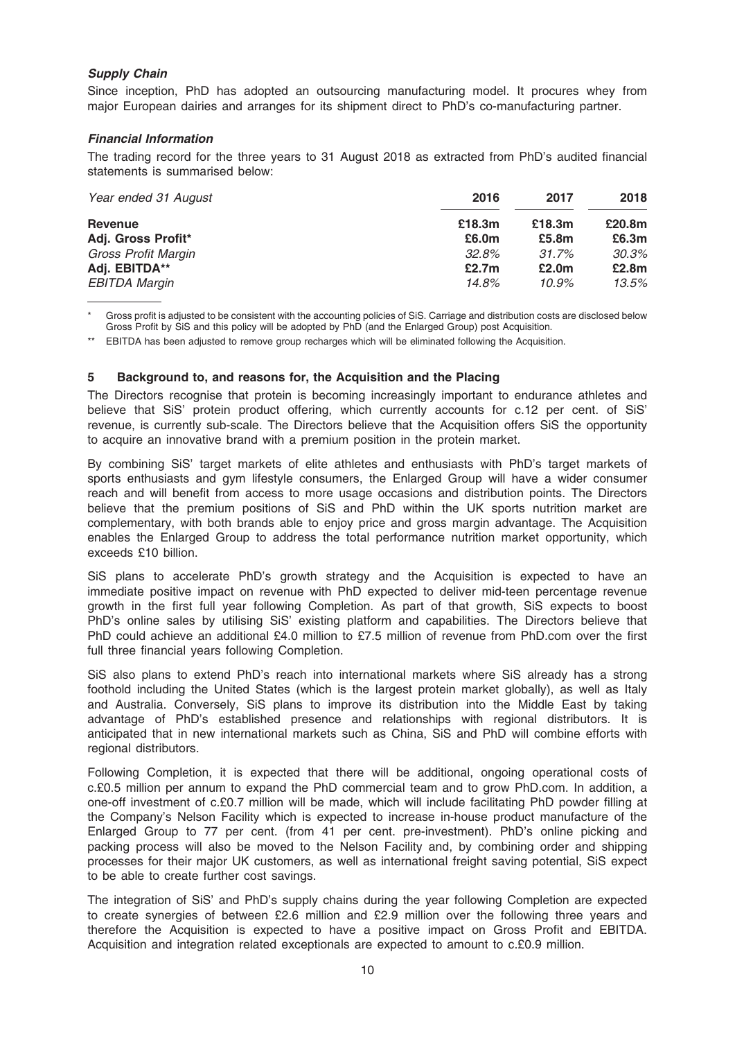### *Supply Chain*

Since inception, PhD has adopted an outsourcing manufacturing model. It procures whey from major European dairies and arranges for its shipment direct to PhD's co-manufacturing partner.

### *Financial Information*

The trading record for the three years to 31 August 2018 as extracted from PhD's audited financial statements is summarised below:

| *Year ended 31 August* | **2016** | **2017** | **2018** |
|---|---|---|---|
| **Revenue** | **£18.3m** | **£18.3m** | **£20.8m** |
| **Adj. Gross Profit*** | **£6.0m** | **£5.8m** | **£6.3m** |
| *Gross Profit Margin* | *32.8%* | *31.7%* | *30.3%* |
| **Adj. EBITDA**** | **£2.7m** | **£2.0m** | **£2.8m** |
| *EBITDA Margin* | *14.8%* | *10.9%* | *13.5%* |

\* Gross profit is adjusted to be consistent with the accounting policies of SiS. Carriage and distribution costs are disclosed below Gross Profit by SiS and this policy will be adopted by PhD (and the Enlarged Group) post Acquisition.

\*\* EBITDA has been adjusted to remove group recharges which will be eliminated following the Acquisition.

## 5 Background to, and reasons for, the Acquisition and the Placing

The Directors recognise that protein is becoming increasingly important to endurance athletes and believe that SiS' protein product offering, which currently accounts for c.12 per cent. of SiS' revenue, is currently sub-scale. The Directors believe that the Acquisition offers SiS the opportunity to acquire an innovative brand with a premium position in the protein market.

By combining SiS' target markets of elite athletes and enthusiasts with PhD's target markets of sports enthusiasts and gym lifestyle consumers, the Enlarged Group will have a wider consumer reach and will benefit from access to more usage occasions and distribution points. The Directors believe that the premium positions of SiS and PhD within the UK sports nutrition market are complementary, with both brands able to enjoy price and gross margin advantage. The Acquisition enables the Enlarged Group to address the total performance nutrition market opportunity, which exceeds £10 billion.

SiS plans to accelerate PhD's growth strategy and the Acquisition is expected to have an immediate positive impact on revenue with PhD expected to deliver mid-teen percentage revenue growth in the first full year following Completion. As part of that growth, SiS expects to boost PhD's online sales by utilising SiS' existing platform and capabilities. The Directors believe that PhD could achieve an additional £4.0 million to £7.5 million of revenue from PhD.com over the first full three financial years following Completion.

SiS also plans to extend PhD's reach into international markets where SiS already has a strong foothold including the United States (which is the largest protein market globally), as well as Italy and Australia. Conversely, SiS plans to improve its distribution into the Middle East by taking advantage of PhD's established presence and relationships with regional distributors. It is anticipated that in new international markets such as China, SiS and PhD will combine efforts with regional distributors.

Following Completion, it is expected that there will be additional, ongoing operational costs of c.£0.5 million per annum to expand the PhD commercial team and to grow PhD.com. In addition, a one-off investment of c.£0.7 million will be made, which will include facilitating PhD powder filling at the Company's Nelson Facility which is expected to increase in-house product manufacture of the Enlarged Group to 77 per cent. (from 41 per cent. pre-investment). PhD's online picking and packing process will also be moved to the Nelson Facility and, by combining order and shipping processes for their major UK customers, as well as international freight saving potential, SiS expect to be able to create further cost savings.

The integration of SiS' and PhD's supply chains during the year following Completion are expected to create synergies of between £2.6 million and £2.9 million over the following three years and therefore the Acquisition is expected to have a positive impact on Gross Profit and EBITDA. Acquisition and integration related exceptionals are expected to amount to c.£0.9 million.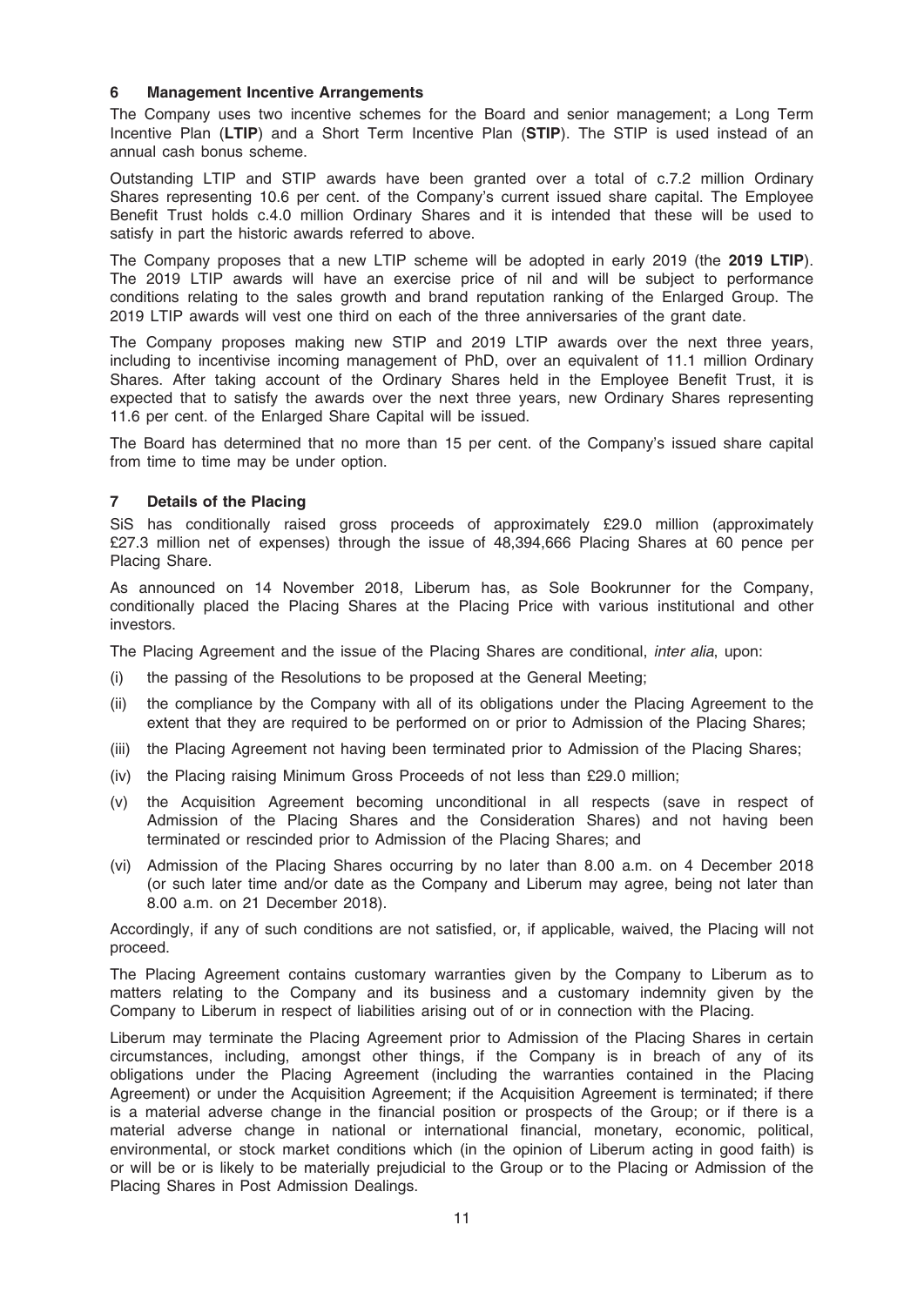## 6 Management Incentive Arrangements

The Company uses two incentive schemes for the Board and senior management; a Long Term Incentive Plan (**LTIP**) and a Short Term Incentive Plan (**STIP**). The STIP is used instead of an annual cash bonus scheme.

Outstanding LTIP and STIP awards have been granted over a total of c.7.2 million Ordinary Shares representing 10.6 per cent. of the Company's current issued share capital. The Employee Benefit Trust holds c.4.0 million Ordinary Shares and it is intended that these will be used to satisfy in part the historic awards referred to above.

The Company proposes that a new LTIP scheme will be adopted in early 2019 (the **2019 LTIP**). The 2019 LTIP awards will have an exercise price of nil and will be subject to performance conditions relating to the sales growth and brand reputation ranking of the Enlarged Group. The 2019 LTIP awards will vest one third on each of the three anniversaries of the grant date.

The Company proposes making new STIP and 2019 LTIP awards over the next three years, including to incentivise incoming management of PhD, over an equivalent of 11.1 million Ordinary Shares. After taking account of the Ordinary Shares held in the Employee Benefit Trust, it is expected that to satisfy the awards over the next three years, new Ordinary Shares representing 11.6 per cent. of the Enlarged Share Capital will be issued.

The Board has determined that no more than 15 per cent. of the Company's issued share capital from time to time may be under option.

## 7 Details of the Placing

SiS has conditionally raised gross proceeds of approximately £29.0 million (approximately £27.3 million net of expenses) through the issue of 48,394,666 Placing Shares at 60 pence per Placing Share.

As announced on 14 November 2018, Liberum has, as Sole Bookrunner for the Company, conditionally placed the Placing Shares at the Placing Price with various institutional and other investors.

The Placing Agreement and the issue of the Placing Shares are conditional, *inter alia*, upon:

(i) the passing of the Resolutions to be proposed at the General Meeting;

(ii) the compliance by the Company with all of its obligations under the Placing Agreement to the extent that they are required to be performed on or prior to Admission of the Placing Shares;

(iii) the Placing Agreement not having been terminated prior to Admission of the Placing Shares;

(iv) the Placing raising Minimum Gross Proceeds of not less than £29.0 million;

(v) the Acquisition Agreement becoming unconditional in all respects (save in respect of Admission of the Placing Shares and the Consideration Shares) and not having been terminated or rescinded prior to Admission of the Placing Shares; and

(vi) Admission of the Placing Shares occurring by no later than 8.00 a.m. on 4 December 2018 (or such later time and/or date as the Company and Liberum may agree, being not later than 8.00 a.m. on 21 December 2018).

Accordingly, if any of such conditions are not satisfied, or, if applicable, waived, the Placing will not proceed.

The Placing Agreement contains customary warranties given by the Company to Liberum as to matters relating to the Company and its business and a customary indemnity given by the Company to Liberum in respect of liabilities arising out of or in connection with the Placing.

Liberum may terminate the Placing Agreement prior to Admission of the Placing Shares in certain circumstances, including, amongst other things, if the Company is in breach of any of its obligations under the Placing Agreement (including the warranties contained in the Placing Agreement) or under the Acquisition Agreement; if the Acquisition Agreement is terminated; if there is a material adverse change in the financial position or prospects of the Group; or if there is a material adverse change in national or international financial, monetary, economic, political, environmental, or stock market conditions which (in the opinion of Liberum acting in good faith) is or will be or is likely to be materially prejudicial to the Group or to the Placing or Admission of the Placing Shares in Post Admission Dealings.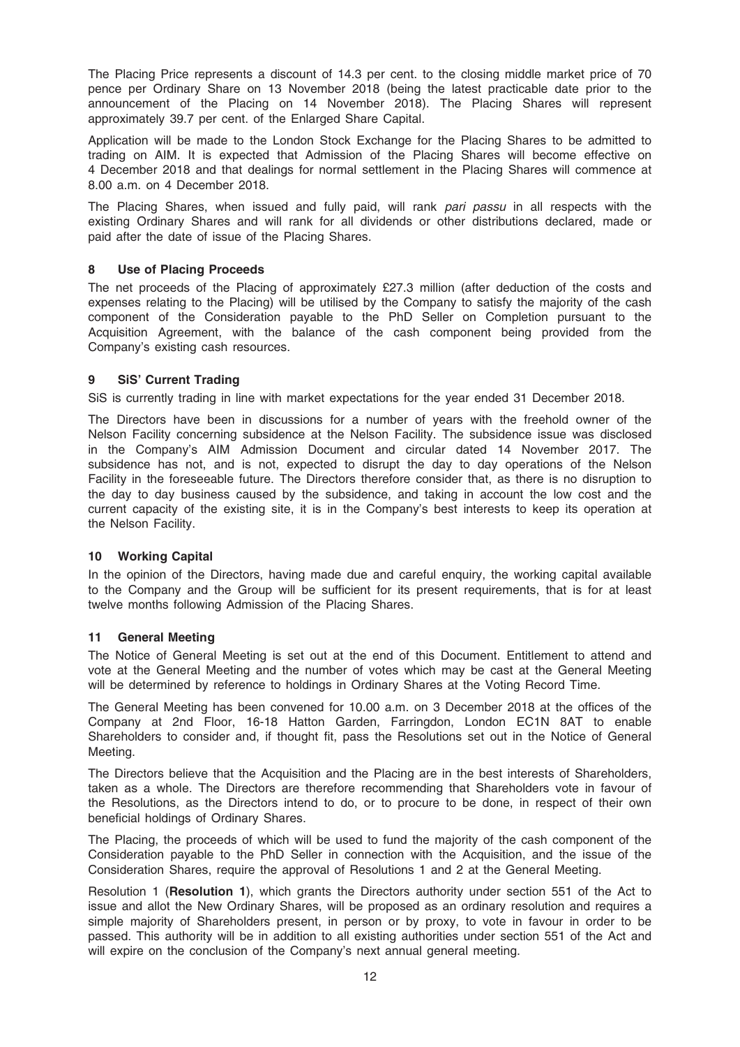The Placing Price represents a discount of 14.3 per cent. to the closing middle market price of 70 pence per Ordinary Share on 13 November 2018 (being the latest practicable date prior to the announcement of the Placing on 14 November 2018). The Placing Shares will represent approximately 39.7 per cent. of the Enlarged Share Capital.

Application will be made to the London Stock Exchange for the Placing Shares to be admitted to trading on AIM. It is expected that Admission of the Placing Shares will become effective on 4 December 2018 and that dealings for normal settlement in the Placing Shares will commence at 8.00 a.m. on 4 December 2018.

The Placing Shares, when issued and fully paid, will rank *pari passu* in all respects with the existing Ordinary Shares and will rank for all dividends or other distributions declared, made or paid after the date of issue of the Placing Shares.

## 8 Use of Placing Proceeds

The net proceeds of the Placing of approximately £27.3 million (after deduction of the costs and expenses relating to the Placing) will be utilised by the Company to satisfy the majority of the cash component of the Consideration payable to the PhD Seller on Completion pursuant to the Acquisition Agreement, with the balance of the cash component being provided from the Company's existing cash resources.

## 9 SiS' Current Trading

SiS is currently trading in line with market expectations for the year ended 31 December 2018.

The Directors have been in discussions for a number of years with the freehold owner of the Nelson Facility concerning subsidence at the Nelson Facility. The subsidence issue was disclosed in the Company's AIM Admission Document and circular dated 14 November 2017. The subsidence has not, and is not, expected to disrupt the day to day operations of the Nelson Facility in the foreseeable future. The Directors therefore consider that, as there is no disruption to the day to day business caused by the subsidence, and taking in account the low cost and the current capacity of the existing site, it is in the Company's best interests to keep its operation at the Nelson Facility.

## 10 Working Capital

In the opinion of the Directors, having made due and careful enquiry, the working capital available to the Company and the Group will be sufficient for its present requirements, that is for at least twelve months following Admission of the Placing Shares.

## 11 General Meeting

The Notice of General Meeting is set out at the end of this Document. Entitlement to attend and vote at the General Meeting and the number of votes which may be cast at the General Meeting will be determined by reference to holdings in Ordinary Shares at the Voting Record Time.

The General Meeting has been convened for 10.00 a.m. on 3 December 2018 at the offices of the Company at 2nd Floor, 16-18 Hatton Garden, Farringdon, London EC1N 8AT to enable Shareholders to consider and, if thought fit, pass the Resolutions set out in the Notice of General Meeting.

The Directors believe that the Acquisition and the Placing are in the best interests of Shareholders, taken as a whole. The Directors are therefore recommending that Shareholders vote in favour of the Resolutions, as the Directors intend to do, or to procure to be done, in respect of their own beneficial holdings of Ordinary Shares.

The Placing, the proceeds of which will be used to fund the majority of the cash component of the Consideration payable to the PhD Seller in connection with the Acquisition, and the issue of the Consideration Shares, require the approval of Resolutions 1 and 2 at the General Meeting.

Resolution 1 (**Resolution 1**), which grants the Directors authority under section 551 of the Act to issue and allot the New Ordinary Shares, will be proposed as an ordinary resolution and requires a simple majority of Shareholders present, in person or by proxy, to vote in favour in order to be passed. This authority will be in addition to all existing authorities under section 551 of the Act and will expire on the conclusion of the Company's next annual general meeting.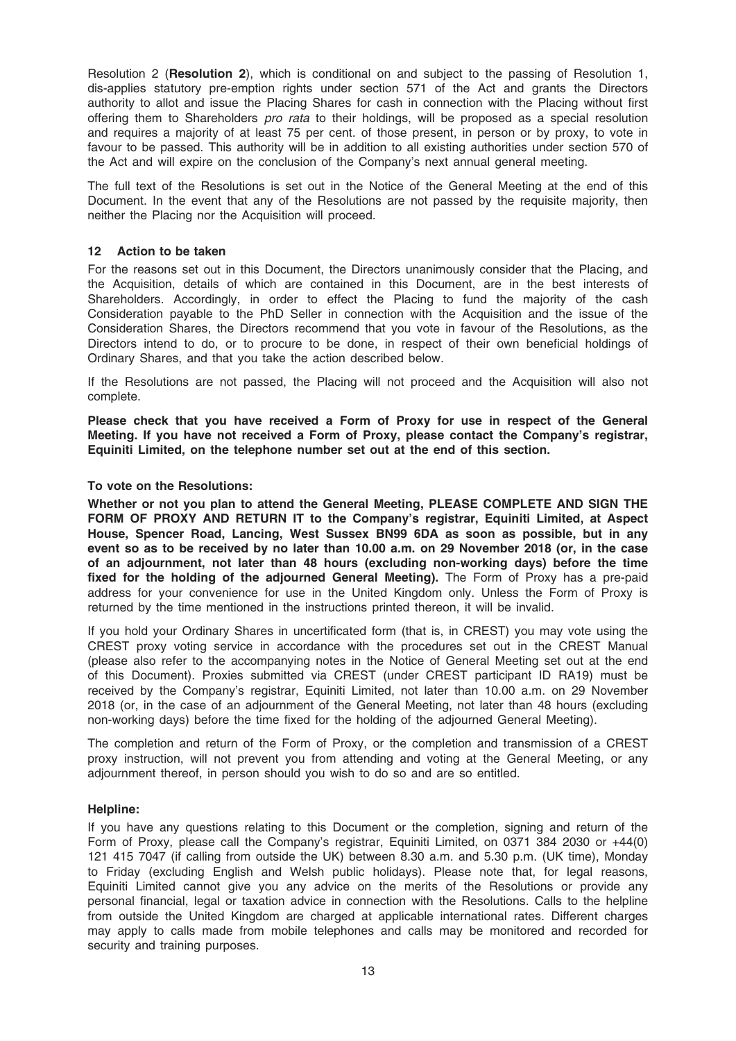Resolution 2 (**Resolution 2**), which is conditional on and subject to the passing of Resolution 1, dis-applies statutory pre-emption rights under section 571 of the Act and grants the Directors authority to allot and issue the Placing Shares for cash in connection with the Placing without first offering them to Shareholders *pro rata* to their holdings, will be proposed as a special resolution and requires a majority of at least 75 per cent. of those present, in person or by proxy, to vote in favour to be passed. This authority will be in addition to all existing authorities under section 570 of the Act and will expire on the conclusion of the Company's next annual general meeting.

The full text of the Resolutions is set out in the Notice of the General Meeting at the end of this Document. In the event that any of the Resolutions are not passed by the requisite majority, then neither the Placing nor the Acquisition will proceed.

## 12 Action to be taken

For the reasons set out in this Document, the Directors unanimously consider that the Placing, and the Acquisition, details of which are contained in this Document, are in the best interests of Shareholders. Accordingly, in order to effect the Placing to fund the majority of the cash Consideration payable to the PhD Seller in connection with the Acquisition and the issue of the Consideration Shares, the Directors recommend that you vote in favour of the Resolutions, as the Directors intend to do, or to procure to be done, in respect of their own beneficial holdings of Ordinary Shares, and that you take the action described below.

If the Resolutions are not passed, the Placing will not proceed and the Acquisition will also not complete.

**Please check that you have received a Form of Proxy for use in respect of the General Meeting. If you have not received a Form of Proxy, please contact the Company's registrar, Equiniti Limited, on the telephone number set out at the end of this section.**

**To vote on the Resolutions:**

**Whether or not you plan to attend the General Meeting, PLEASE COMPLETE AND SIGN THE FORM OF PROXY AND RETURN IT to the Company's registrar, Equiniti Limited, at Aspect House, Spencer Road, Lancing, West Sussex BN99 6DA as soon as possible, but in any event so as to be received by no later than 10.00 a.m. on 29 November 2018 (or, in the case of an adjournment, not later than 48 hours (excluding non-working days) before the time fixed for the holding of the adjourned General Meeting).** The Form of Proxy has a pre-paid address for your convenience for use in the United Kingdom only. Unless the Form of Proxy is returned by the time mentioned in the instructions printed thereon, it will be invalid.

If you hold your Ordinary Shares in uncertificated form (that is, in CREST) you may vote using the CREST proxy voting service in accordance with the procedures set out in the CREST Manual (please also refer to the accompanying notes in the Notice of General Meeting set out at the end of this Document). Proxies submitted via CREST (under CREST participant ID RA19) must be received by the Company's registrar, Equiniti Limited, not later than 10.00 a.m. on 29 November 2018 (or, in the case of an adjournment of the General Meeting, not later than 48 hours (excluding non-working days) before the time fixed for the holding of the adjourned General Meeting).

The completion and return of the Form of Proxy, or the completion and transmission of a CREST proxy instruction, will not prevent you from attending and voting at the General Meeting, or any adjournment thereof, in person should you wish to do so and are so entitled.

**Helpline:**

If you have any questions relating to this Document or the completion, signing and return of the Form of Proxy, please call the Company's registrar, Equiniti Limited, on 0371 384 2030 or +44(0) 121 415 7047 (if calling from outside the UK) between 8.30 a.m. and 5.30 p.m. (UK time), Monday to Friday (excluding English and Welsh public holidays). Please note that, for legal reasons, Equiniti Limited cannot give you any advice on the merits of the Resolutions or provide any personal financial, legal or taxation advice in connection with the Resolutions. Calls to the helpline from outside the United Kingdom are charged at applicable international rates. Different charges may apply to calls made from mobile telephones and calls may be monitored and recorded for security and training purposes.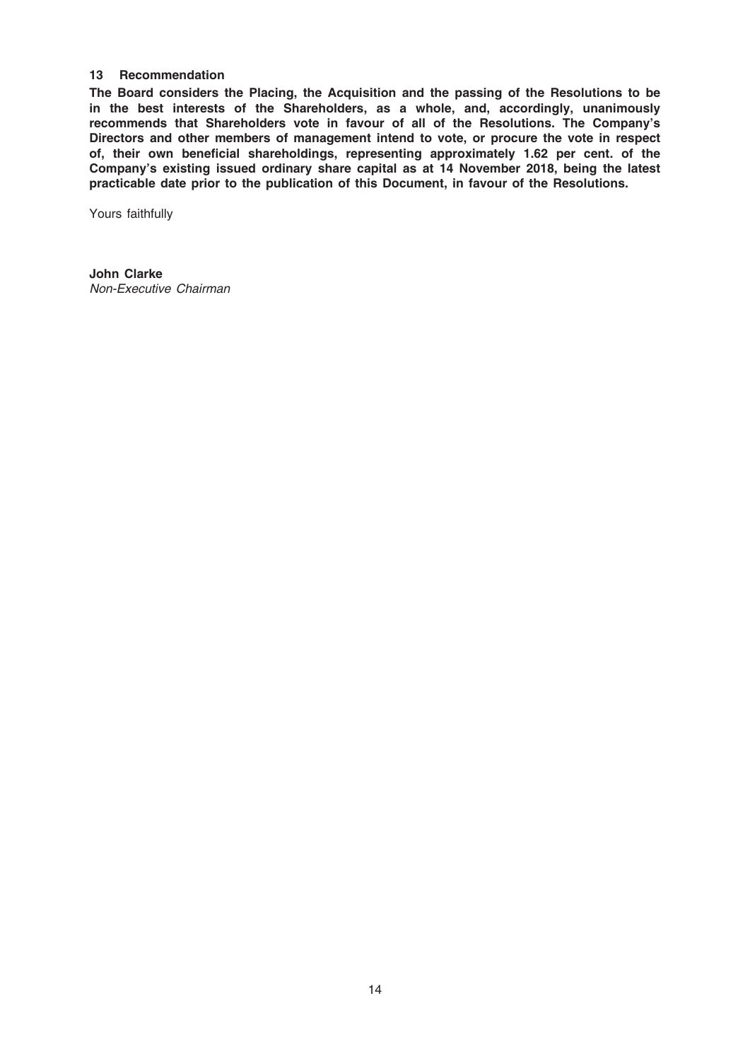### 13 Recommendation

**The Board considers the Placing, the Acquisition and the passing of the Resolutions to be in the best interests of the Shareholders, as a whole, and, accordingly, unanimously recommends that Shareholders vote in favour of all of the Resolutions. The Company's Directors and other members of management intend to vote, or procure the vote in respect of, their own beneficial shareholdings, representing approximately 1.62 per cent. of the Company's existing issued ordinary share capital as at 14 November 2018, being the latest practicable date prior to the publication of this Document, in favour of the Resolutions.**

Yours faithfully

**John Clarke**
*Non-Executive Chairman*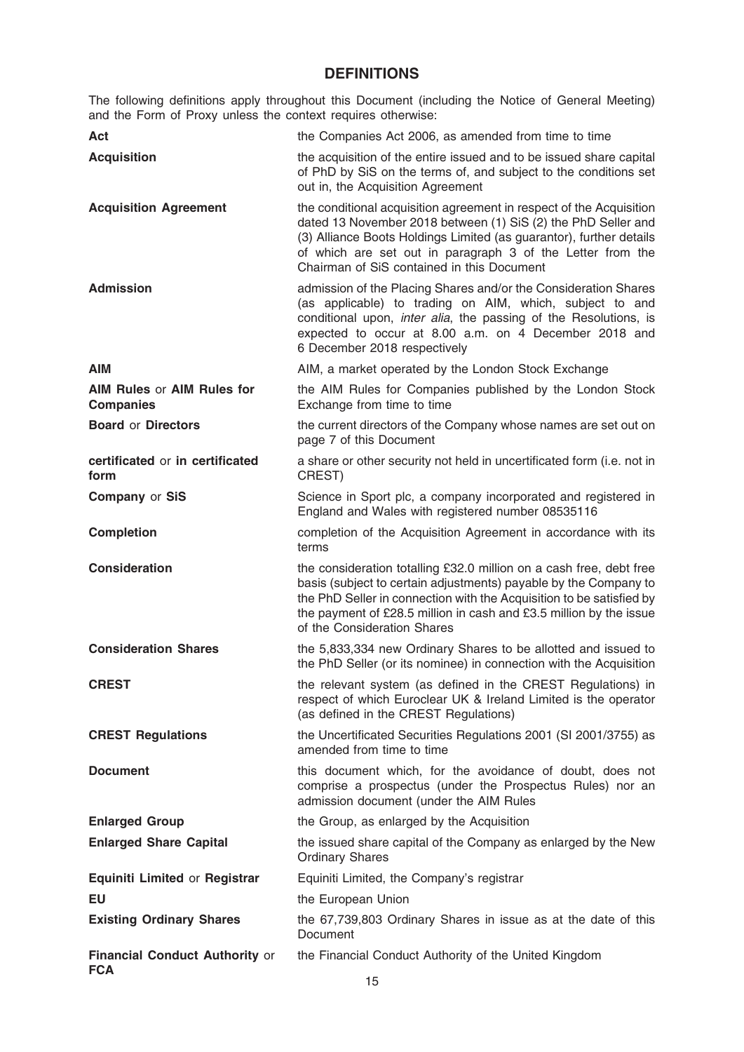# DEFINITIONS

The following definitions apply throughout this Document (including the Notice of General Meeting) and the Form of Proxy unless the context requires otherwise:

| | |
|---|---|
| **Act** | the Companies Act 2006, as amended from time to time |
| **Acquisition** | the acquisition of the entire issued and to be issued share capital of PhD by SiS on the terms of, and subject to the conditions set out in, the Acquisition Agreement |
| **Acquisition Agreement** | the conditional acquisition agreement in respect of the Acquisition dated 13 November 2018 between (1) SiS (2) the PhD Seller and (3) Alliance Boots Holdings Limited (as guarantor), further details of which are set out in paragraph 3 of the Letter from the Chairman of SiS contained in this Document |
| **Admission** | admission of the Placing Shares and/or the Consideration Shares (as applicable) to trading on AIM, which, subject to and conditional upon, *inter alia*, the passing of the Resolutions, is expected to occur at 8.00 a.m. on 4 December 2018 and 6 December 2018 respectively |
| **AIM** | AIM, a market operated by the London Stock Exchange |
| **AIM Rules** or **AIM Rules for Companies** | the AIM Rules for Companies published by the London Stock Exchange from time to time |
| **Board** or **Directors** | the current directors of the Company whose names are set out on page 7 of this Document |
| **certificated** or **in certificated form** | a share or other security not held in uncertificated form (i.e. not in CREST) |
| **Company** or **SiS** | Science in Sport plc, a company incorporated and registered in England and Wales with registered number 08535116 |
| **Completion** | completion of the Acquisition Agreement in accordance with its terms |
| **Consideration** | the consideration totalling £32.0 million on a cash free, debt free basis (subject to certain adjustments) payable by the Company to the PhD Seller in connection with the Acquisition to be satisfied by the payment of £28.5 million in cash and £3.5 million by the issue of the Consideration Shares |
| **Consideration Shares** | the 5,833,334 new Ordinary Shares to be allotted and issued to the PhD Seller (or its nominee) in connection with the Acquisition |
| **CREST** | the relevant system (as defined in the CREST Regulations) in respect of which Euroclear UK & Ireland Limited is the operator (as defined in the CREST Regulations) |
| **CREST Regulations** | the Uncertificated Securities Regulations 2001 (SI 2001/3755) as amended from time to time |
| **Document** | this document which, for the avoidance of doubt, does not comprise a prospectus (under the Prospectus Rules) nor an admission document (under the AIM Rules |
| **Enlarged Group** | the Group, as enlarged by the Acquisition |
| **Enlarged Share Capital** | the issued share capital of the Company as enlarged by the New Ordinary Shares |
| **Equiniti Limited** or **Registrar** | Equiniti Limited, the Company's registrar |
| **EU** | the European Union |
| **Existing Ordinary Shares** | the 67,739,803 Ordinary Shares in issue as at the date of this Document |
| **Financial Conduct Authority** or **FCA** | the Financial Conduct Authority of the United Kingdom |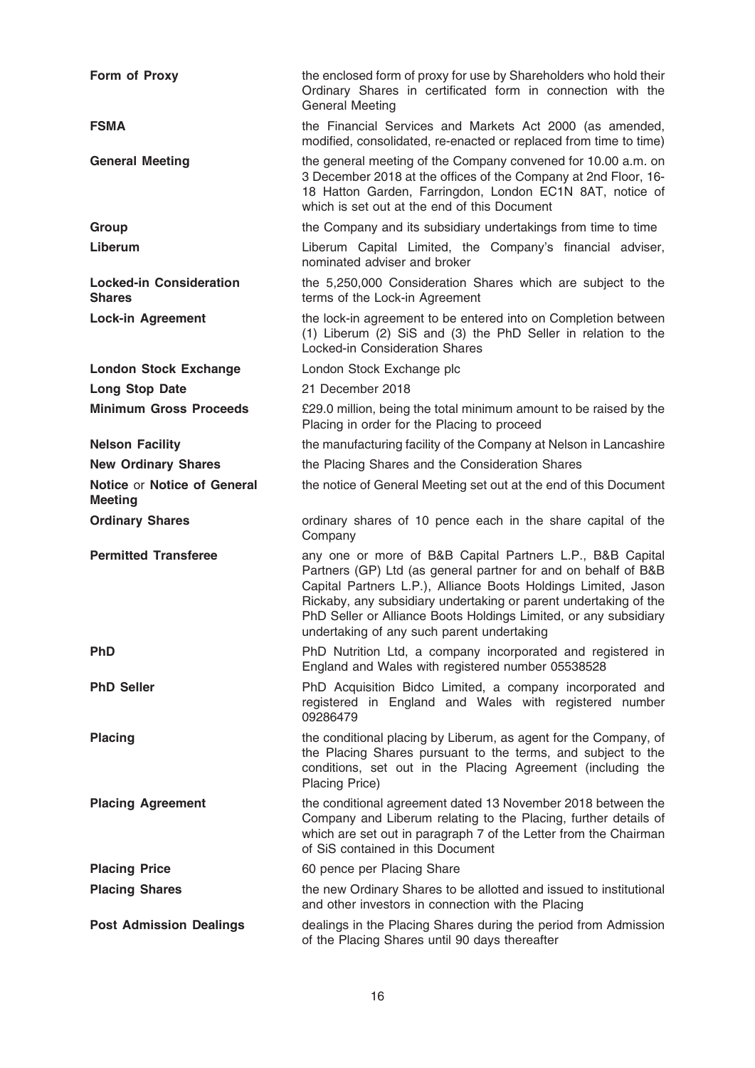| | |
|---|---|
| **Form of Proxy** | the enclosed form of proxy for use by Shareholders who hold their Ordinary Shares in certificated form in connection with the General Meeting |
| **FSMA** | the Financial Services and Markets Act 2000 (as amended, modified, consolidated, re-enacted or replaced from time to time) |
| **General Meeting** | the general meeting of the Company convened for 10.00 a.m. on 3 December 2018 at the offices of the Company at 2nd Floor, 16-18 Hatton Garden, Farringdon, London EC1N 8AT, notice of which is set out at the end of this Document |
| **Group** | the Company and its subsidiary undertakings from time to time |
| **Liberum** | Liberum Capital Limited, the Company's financial adviser, nominated adviser and broker |
| **Locked-in Consideration Shares** | the 5,250,000 Consideration Shares which are subject to the terms of the Lock-in Agreement |
| **Lock-in Agreement** | the lock-in agreement to be entered into on Completion between (1) Liberum (2) SiS and (3) the PhD Seller in relation to the Locked-in Consideration Shares |
| **London Stock Exchange** | London Stock Exchange plc |
| **Long Stop Date** | 21 December 2018 |
| **Minimum Gross Proceeds** | £29.0 million, being the total minimum amount to be raised by the Placing in order for the Placing to proceed |
| **Nelson Facility** | the manufacturing facility of the Company at Nelson in Lancashire |
| **New Ordinary Shares** | the Placing Shares and the Consideration Shares |
| **Notice** or **Notice of General Meeting** | the notice of General Meeting set out at the end of this Document |
| **Ordinary Shares** | ordinary shares of 10 pence each in the share capital of the Company |
| **Permitted Transferee** | any one or more of B&B Capital Partners L.P., B&B Capital Partners (GP) Ltd (as general partner for and on behalf of B&B Capital Partners L.P.), Alliance Boots Holdings Limited, Jason Rickaby, any subsidiary undertaking or parent undertaking of the PhD Seller or Alliance Boots Holdings Limited, or any subsidiary undertaking of any such parent undertaking |
| **PhD** | PhD Nutrition Ltd, a company incorporated and registered in England and Wales with registered number 05538528 |
| **PhD Seller** | PhD Acquisition Bidco Limited, a company incorporated and registered in England and Wales with registered number 09286479 |
| **Placing** | the conditional placing by Liberum, as agent for the Company, of the Placing Shares pursuant to the terms, and subject to the conditions, set out in the Placing Agreement (including the Placing Price) |
| **Placing Agreement** | the conditional agreement dated 13 November 2018 between the Company and Liberum relating to the Placing, further details of which are set out in paragraph 7 of the Letter from the Chairman of SiS contained in this Document |
| **Placing Price** | 60 pence per Placing Share |
| **Placing Shares** | the new Ordinary Shares to be allotted and issued to institutional and other investors in connection with the Placing |
| **Post Admission Dealings** | dealings in the Placing Shares during the period from Admission of the Placing Shares until 90 days thereafter |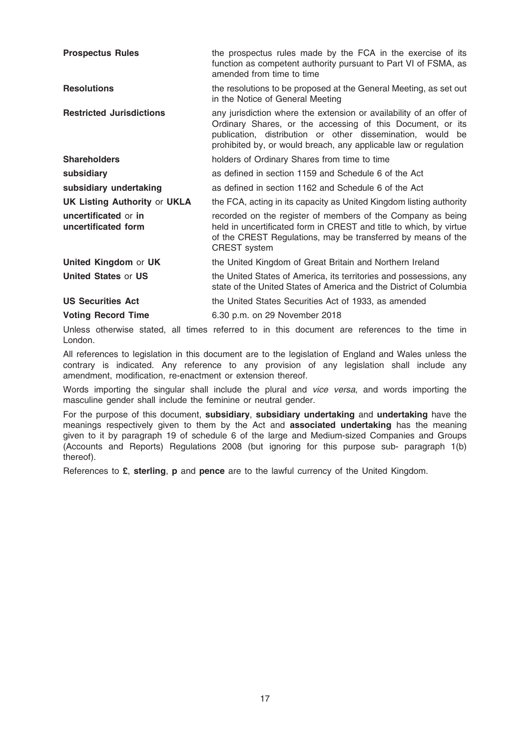| | |
|---|---|
| **Prospectus Rules** | the prospectus rules made by the FCA in the exercise of its function as competent authority pursuant to Part VI of FSMA, as amended from time to time |
| **Resolutions** | the resolutions to be proposed at the General Meeting, as set out in the Notice of General Meeting |
| **Restricted Jurisdictions** | any jurisdiction where the extension or availability of an offer of Ordinary Shares, or the accessing of this Document, or its publication, distribution or other dissemination, would be prohibited by, or would breach, any applicable law or regulation |
| **Shareholders** | holders of Ordinary Shares from time to time |
| **subsidiary** | as defined in section 1159 and Schedule 6 of the Act |
| **subsidiary undertaking** | as defined in section 1162 and Schedule 6 of the Act |
| **UK Listing Authority** or **UKLA** | the FCA, acting in its capacity as United Kingdom listing authority |
| **uncertificated** or **in uncertificated form** | recorded on the register of members of the Company as being held in uncertificated form in CREST and title to which, by virtue of the CREST Regulations, may be transferred by means of the CREST system |
| **United Kingdom** or **UK** | the United Kingdom of Great Britain and Northern Ireland |
| **United States** or **US** | the United States of America, its territories and possessions, any state of the United States of America and the District of Columbia |
| **US Securities Act** | the United States Securities Act of 1933, as amended |
| **Voting Record Time** | 6.30 p.m. on 29 November 2018 |

Unless otherwise stated, all times referred to in this document are references to the time in London.

All references to legislation in this document are to the legislation of England and Wales unless the contrary is indicated. Any reference to any provision of any legislation shall include any amendment, modification, re-enactment or extension thereof.

Words importing the singular shall include the plural and *vice versa*, and words importing the masculine gender shall include the feminine or neutral gender.

For the purpose of this document, **subsidiary**, **subsidiary undertaking** and **undertaking** have the meanings respectively given to them by the Act and **associated undertaking** has the meaning given to it by paragraph 19 of schedule 6 of the large and Medium-sized Companies and Groups (Accounts and Reports) Regulations 2008 (but ignoring for this purpose sub- paragraph 1(b) thereof).

References to **£**, **sterling**, **p** and **pence** are to the lawful currency of the United Kingdom.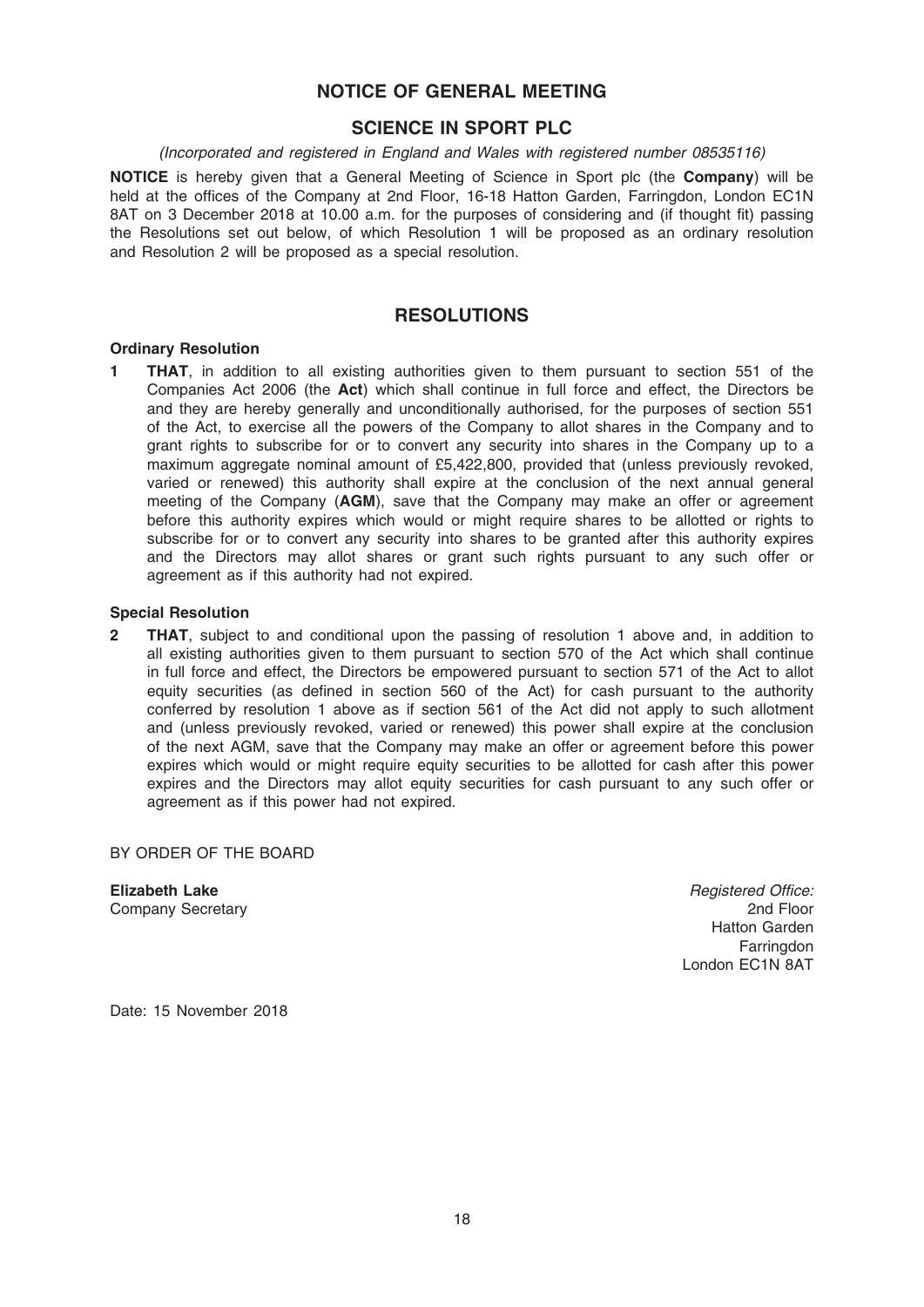# NOTICE OF GENERAL MEETING

## SCIENCE IN SPORT PLC

*(Incorporated and registered in England and Wales with registered number 08535116)*

**NOTICE** is hereby given that a General Meeting of Science in Sport plc (the **Company**) will be held at the offices of the Company at 2nd Floor, 16-18 Hatton Garden, Farringdon, London EC1N 8AT on 3 December 2018 at 10.00 a.m. for the purposes of considering and (if thought fit) passing the Resolutions set out below, of which Resolution 1 will be proposed as an ordinary resolution and Resolution 2 will be proposed as a special resolution.

## RESOLUTIONS

### Ordinary Resolution

**1** **THAT**, in addition to all existing authorities given to them pursuant to section 551 of the Companies Act 2006 (the **Act**) which shall continue in full force and effect, the Directors be and they are hereby generally and unconditionally authorised, for the purposes of section 551 of the Act, to exercise all the powers of the Company to allot shares in the Company and to grant rights to subscribe for or to convert any security into shares in the Company up to a maximum aggregate nominal amount of £5,422,800, provided that (unless previously revoked, varied or renewed) this authority shall expire at the conclusion of the next annual general meeting of the Company (**AGM**), save that the Company may make an offer or agreement before this authority expires which would or might require shares to be allotted or rights to subscribe for or to convert any security into shares to be granted after this authority expires and the Directors may allot shares or grant such rights pursuant to any such offer or agreement as if this authority had not expired.

### Special Resolution

**2** **THAT**, subject to and conditional upon the passing of resolution 1 above and, in addition to all existing authorities given to them pursuant to section 570 of the Act which shall continue in full force and effect, the Directors be empowered pursuant to section 571 of the Act to allot equity securities (as defined in section 560 of the Act) for cash pursuant to the authority conferred by resolution 1 above as if section 561 of the Act did not apply to such allotment and (unless previously revoked, varied or renewed) this power shall expire at the conclusion of the next AGM, save that the Company may make an offer or agreement before this power expires which would or might require equity securities to be allotted for cash after this power expires and the Directors may allot equity securities for cash pursuant to any such offer or agreement as if this power had not expired.

BY ORDER OF THE BOARD

**Elizabeth Lake**
Company Secretary

*Registered Office:*
2nd Floor
Hatton Garden
Farringdon
London EC1N 8AT

Date: 15 November 2018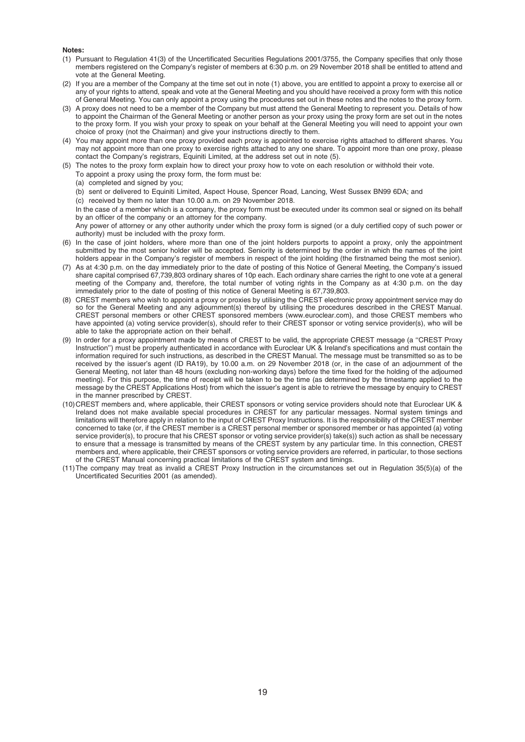**Notes:**

(1) Pursuant to Regulation 41(3) of the Uncertificated Securities Regulations 2001/3755, the Company specifies that only those members registered on the Company's register of members at 6:30 p.m. on 29 November 2018 shall be entitled to attend and vote at the General Meeting.

(2) If you are a member of the Company at the time set out in note (1) above, you are entitled to appoint a proxy to exercise all or any of your rights to attend, speak and vote at the General Meeting and you should have received a proxy form with this notice of General Meeting. You can only appoint a proxy using the procedures set out in these notes and the notes to the proxy form.

(3) A proxy does not need to be a member of the Company but must attend the General Meeting to represent you. Details of how to appoint the Chairman of the General Meeting or another person as your proxy using the proxy form are set out in the notes to the proxy form. If you wish your proxy to speak on your behalf at the General Meeting you will need to appoint your own choice of proxy (not the Chairman) and give your instructions directly to them.

(4) You may appoint more than one proxy provided each proxy is appointed to exercise rights attached to different shares. You may not appoint more than one proxy to exercise rights attached to any one share. To appoint more than one proxy, please contact the Company's registrars, Equiniti Limited, at the address set out in note (5).

(5) The notes to the proxy form explain how to direct your proxy how to vote on each resolution or withhold their vote.

To appoint a proxy using the proxy form, the form must be:

(a) completed and signed by you;

(b) sent or delivered to Equiniti Limited, Aspect House, Spencer Road, Lancing, West Sussex BN99 6DA; and

(c) received by them no later than 10.00 a.m. on 29 November 2018.

In the case of a member which is a company, the proxy form must be executed under its common seal or signed on its behalf by an officer of the company or an attorney for the company.

Any power of attorney or any other authority under which the proxy form is signed (or a duly certified copy of such power or authority) must be included with the proxy form.

(6) In the case of joint holders, where more than one of the joint holders purports to appoint a proxy, only the appointment submitted by the most senior holder will be accepted. Seniority is determined by the order in which the names of the joint holders appear in the Company's register of members in respect of the joint holding (the firstnamed being the most senior).

(7) As at 4:30 p.m. on the day immediately prior to the date of posting of this Notice of General Meeting, the Company's issued share capital comprised 67,739,803 ordinary shares of 10p each. Each ordinary share carries the right to one vote at a general meeting of the Company and, therefore, the total number of voting rights in the Company as at 4:30 p.m. on the day immediately prior to the date of posting of this notice of General Meeting is 67,739,803.

(8) CREST members who wish to appoint a proxy or proxies by utilising the CREST electronic proxy appointment service may do so for the General Meeting and any adjournment(s) thereof by utilising the procedures described in the CREST Manual. CREST personal members or other CREST sponsored members (www.euroclear.com), and those CREST members who have appointed (a) voting service provider(s), should refer to their CREST sponsor or voting service provider(s), who will be able to take the appropriate action on their behalf.

(9) In order for a proxy appointment made by means of CREST to be valid, the appropriate CREST message (a "CREST Proxy Instruction") must be properly authenticated in accordance with Euroclear UK & Ireland's specifications and must contain the information required for such instructions, as described in the CREST Manual. The message must be transmitted so as to be received by the issuer's agent (ID RA19), by 10.00 a.m. on 29 November 2018 (or, in the case of an adjournment of the General Meeting, not later than 48 hours (excluding non-working days) before the time fixed for the holding of the adjourned meeting). For this purpose, the time of receipt will be taken to be the time (as determined by the timestamp applied to the message by the CREST Applications Host) from which the issuer's agent is able to retrieve the message by enquiry to CREST in the manner prescribed by CREST.

(10) CREST members and, where applicable, their CREST sponsors or voting service providers should note that Euroclear UK & Ireland does not make available special procedures in CREST for any particular messages. Normal system timings and limitations will therefore apply in relation to the input of CREST Proxy Instructions. It is the responsibility of the CREST member concerned to take (or, if the CREST member is a CREST personal member or sponsored member or has appointed (a) voting service provider(s), to procure that his CREST sponsor or voting service provider(s) take(s)) such action as shall be necessary to ensure that a message is transmitted by means of the CREST system by any particular time. In this connection, CREST members and, where applicable, their CREST sponsors or voting service providers are referred, in particular, to those sections of the CREST Manual concerning practical limitations of the CREST system and timings.

(11) The company may treat as invalid a CREST Proxy Instruction in the circumstances set out in Regulation 35(5)(a) of the Uncertificated Securities 2001 (as amended).